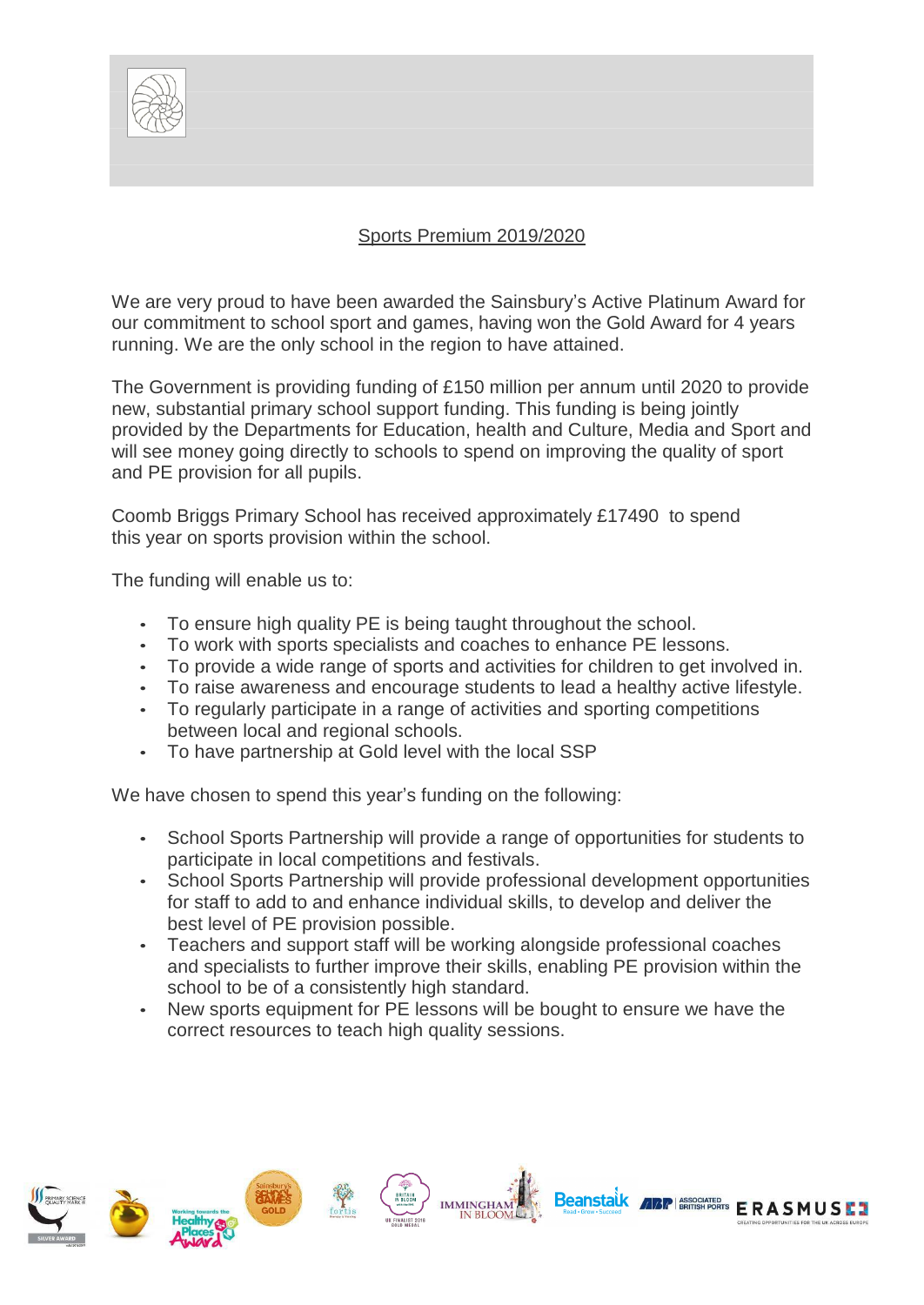## Sports Premium 2019/2020

We are very proud to have been awarded the Sainsbury's Active Platinum Award for our commitment to school sport and games, having won the Gold Award for 4 years running. We are the only school in the region to have attained.

The Government is providing funding of £150 million per annum until 2020 to provide new, substantial primary school support funding. This funding is being jointly provided by the Departments for Education, health and Culture, Media and Sport and will see money going directly to schools to spend on improving the quality of sport and PE provision for all pupils.

Coomb Briggs Primary School has received approximately £17490 to spend this year on sports provision within the school.

The funding will enable us to:

- To ensure high quality PE is being taught throughout the school.
- To work with sports specialists and coaches to enhance PE lessons.
- To provide a wide range of sports and activities for children to get involved in.
- To raise awareness and encourage students to lead a healthy active lifestyle.
- To regularly participate in a range of activities and sporting competitions between local and regional schools.
- To have partnership at Gold level with the local SSP

We have chosen to spend this year's funding on the following:

- School Sports Partnership will provide a range of opportunities for students to participate in local competitions and festivals.
- School Sports Partnership will provide professional development opportunities for staff to add to and enhance individual skills, to develop and deliver the best level of PE provision possible.
- Teachers and support staff will be working alongside professional coaches and specialists to further improve their skills, enabling PE provision within the school to be of a consistently high standard.
- New sports equipment for PE lessons will be bought to ensure we have the correct resources to teach high quality sessions.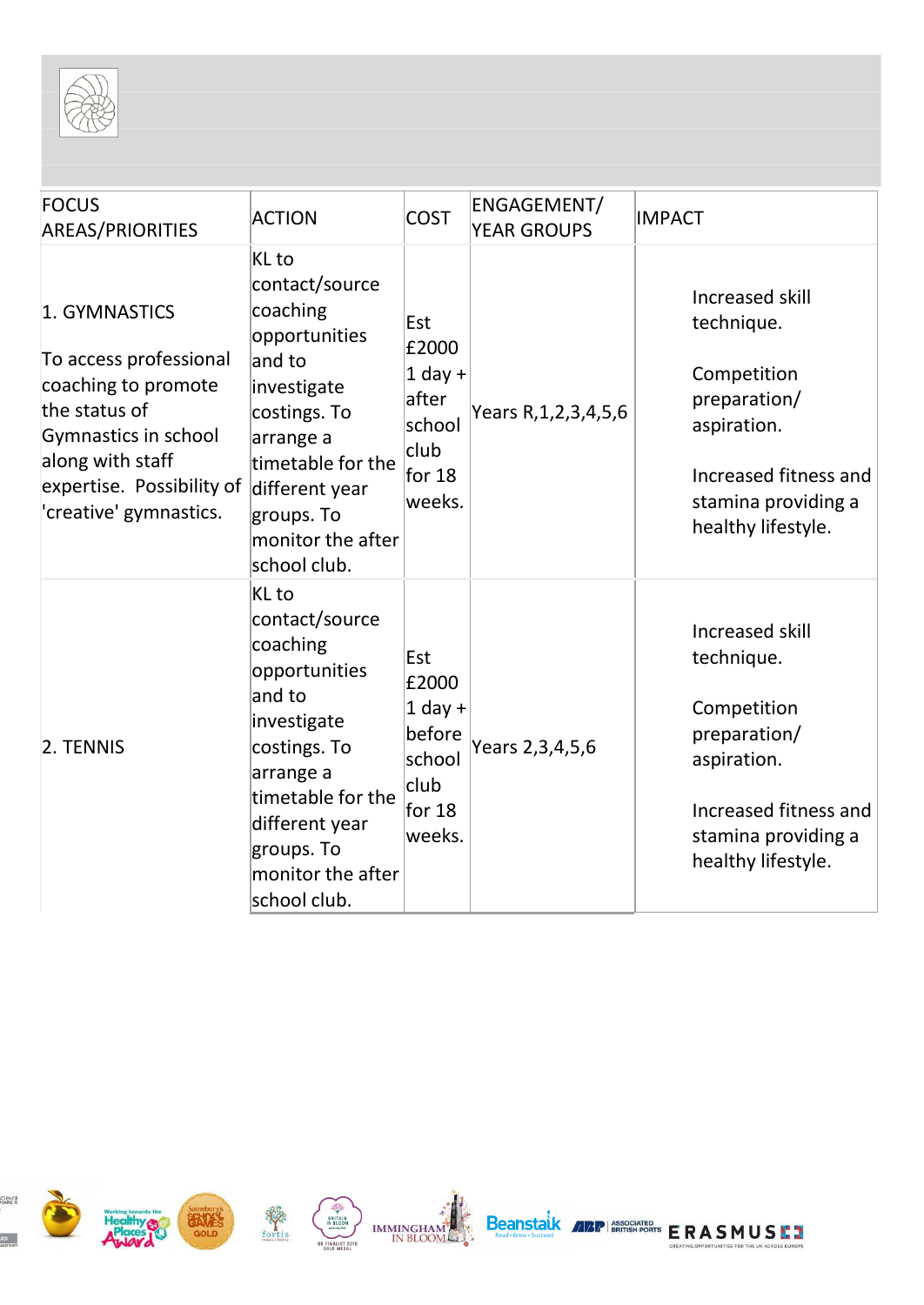| FOCUS AREAS/PRIORITIES | ACTION | COST | ENGAGEMENT/ YEAR GROUPS | IMPACT |
|---|---|---|---|---|
| 1. GYMNASTICS<br><br>To access professional coaching to promote the status of Gymnastics in school along with staff expertise. Possibility of 'creative' gymnastics. | KL to contact/source coaching opportunities and to investigate costings. To arrange a timetable for the different year groups. To monitor the after school club. | Est £2000 1 day + after school club for 18 weeks. | Years R,1,2,3,4,5,6 | Increased skill technique.<br><br>Competition preparation/ aspiration.<br><br>Increased fitness and stamina providing a healthy lifestyle. |
| 2. TENNIS | KL to contact/source coaching opportunities and to investigate costings. To arrange a timetable for the different year groups. To monitor the after school club. | Est £2000 1 day + before school club for 18 weeks. | Years 2,3,4,5,6 | Increased skill technique.<br><br>Competition preparation/ aspiration.<br><br>Increased fitness and stamina providing a healthy lifestyle. |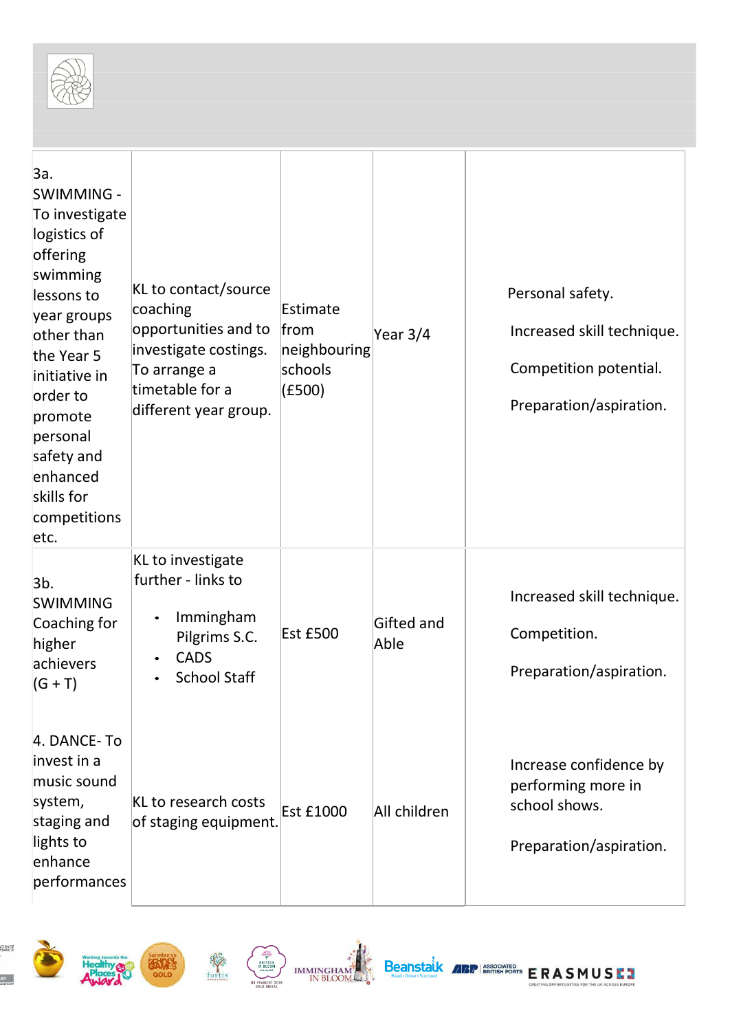| | | | | |
|---|---|---|---|---|
| 3a. SWIMMING - To investigate logistics of offering swimming lessons to year groups other than the Year 5 initiative in order to promote personal safety and enhanced skills for competitions etc. | KL to contact/source coaching opportunities and to investigate costings. To arrange a timetable for a different year group. | Estimate from neighbouring schools (£500) | Year 3/4 | Personal safety.<br><br>Increased skill technique.<br><br>Competition potential.<br><br>Preparation/aspiration. |
| 3b. SWIMMING Coaching for higher achievers (G + T) | KL to investigate further - links to<br>• Immingham Pilgrims S.C.<br>• CADS<br>• School Staff | Est £500 | Gifted and Able | Increased skill technique.<br><br>Competition.<br><br>Preparation/aspiration. |
| 4. DANCE- To invest in a music sound system, staging and lights to enhance performances | KL to research costs of staging equipment. | Est £1000 | All children | Increase confidence by performing more in school shows.<br><br>Preparation/aspiration. |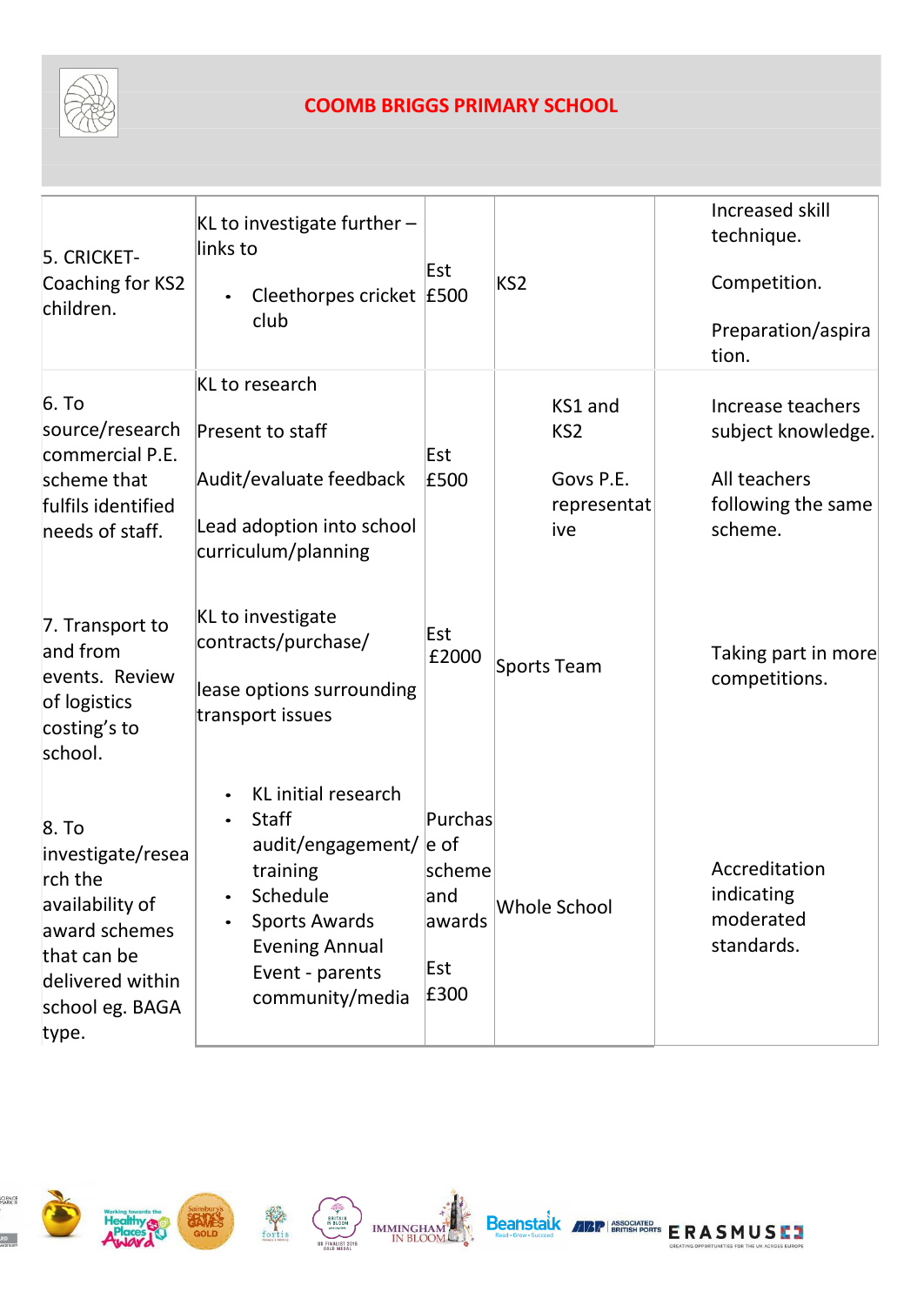| | | | | |
|---|---|---|---|---|
| 5. CRICKET- Coaching for KS2 children. | KL to investigate further – links to<br>• Cleethorpes cricket club | Est £500 | KS2 | Increased skill technique.<br>Competition.<br>Preparation/aspiration. |
| 6. To source/research commercial P.E. scheme that fulfils identified needs of staff. | KL to research<br>Present to staff<br>Audit/evaluate feedback<br>Lead adoption into school curriculum/planning | Est £500 | KS1 and KS2<br>Govs P.E. representative | Increase teachers subject knowledge.<br>All teachers following the same scheme. |
| 7. Transport to and from events. Review of logistics costing's to school. | KL to investigate contracts/purchase/<br>lease options surrounding transport issues | Est £2000 | Sports Team | Taking part in more competitions. |
| 8. To investigate/research the availability of award schemes that can be delivered within school eg. BAGA type. | • KL initial research<br>• Staff audit/engagement/ training<br>• Schedule<br>• Sports Awards Evening Annual Event - parents community/media | Purchase of scheme and awards<br>Est £300 | Whole School | Accreditation indicating moderated standards. |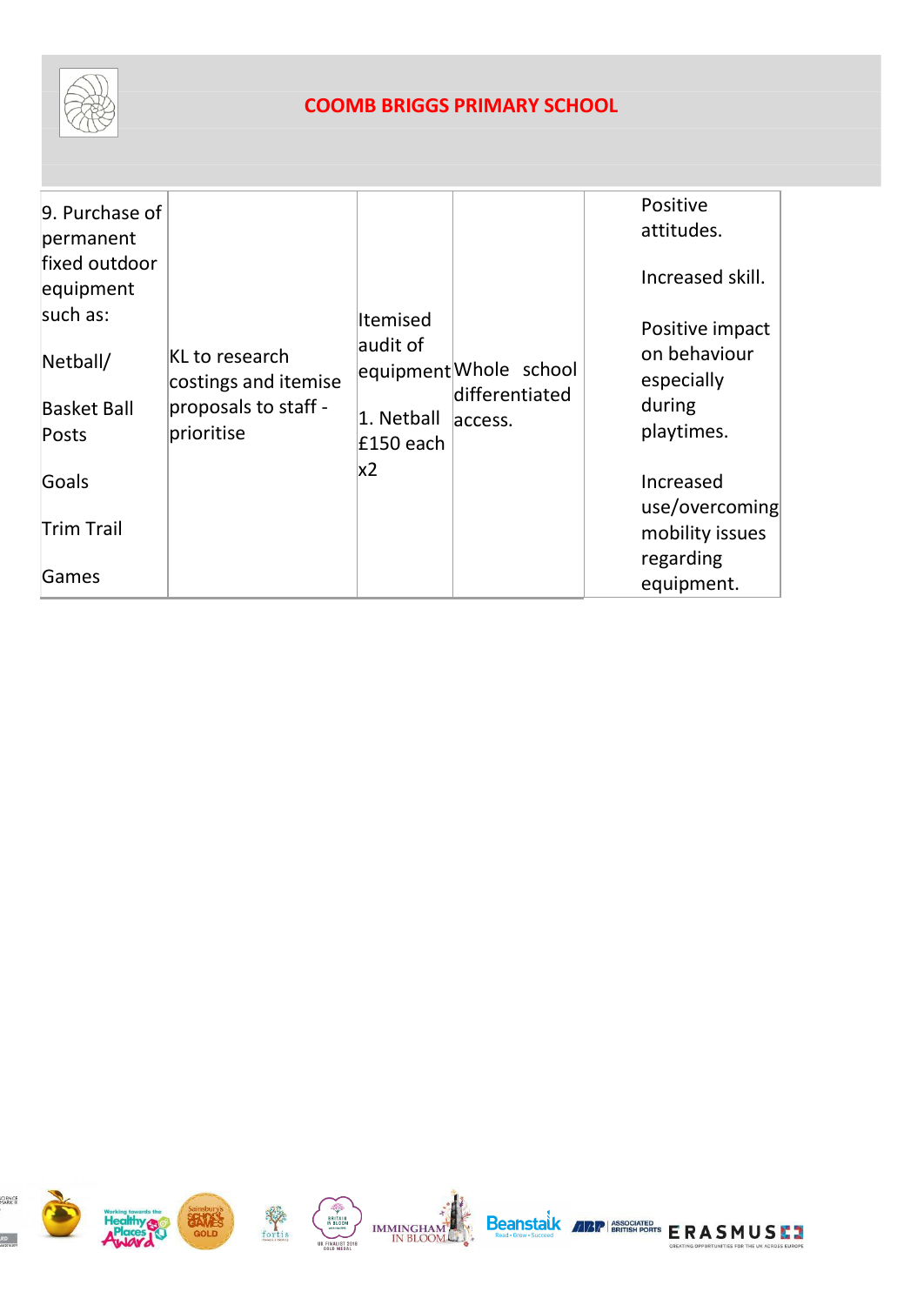| | | | | |
|---|---|---|---|---|
| 9. Purchase of permanent fixed outdoor equipment such as:<br><br>Netball/<br><br>Basket Ball Posts<br><br>Goals<br><br>Trim Trail<br><br>Games | KL to research costings and itemise proposals to staff - prioritise | Itemised audit of equipment<br><br>1. Netball £150 each x2 | Whole school differentiated access. | Positive attitudes.<br><br>Increased skill.<br><br>Positive impact on behaviour especially during playtimes.<br><br>Increased use/overcoming mobility issues regarding equipment. |